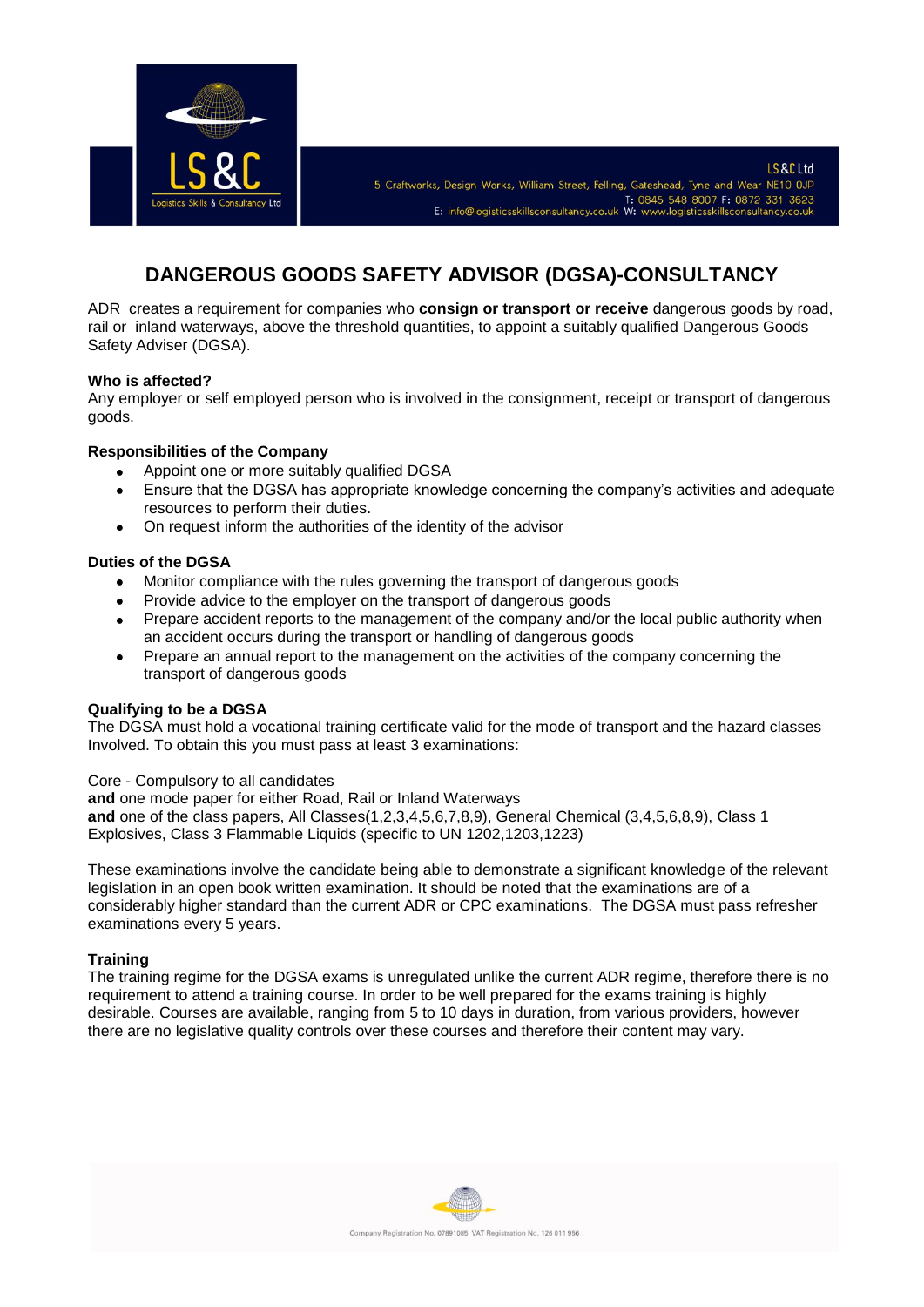# DANGEROUS GOODS SAFETY ADVISOR (DGSA)-CONSULTANCY

ADR creates a requirement for companies who **consign or transport or receive** dangerous goods by road, rail or inland waterways, above the threshold quantities, to appoint a suitably qualified Dangerous Goods Safety Adviser (DGSA).

### Who is affected?

Any employer or self employed person who is involved in the consignment, receipt or transport of dangerous goods.

### Responsibilities of the Company

- Appoint one or more suitably qualified DGSA
- Ensure that the DGSA has appropriate knowledge concerning the company's activities and adequate resources to perform their duties.
- On request inform the authorities of the identity of the advisor

### Duties of the DGSA

- Monitor compliance with the rules governing the transport of dangerous goods
- Provide advice to the employer on the transport of dangerous goods
- Prepare accident reports to the management of the company and/or the local public authority when an accident occurs during the transport or handling of dangerous goods
- Prepare an annual report to the management on the activities of the company concerning the transport of dangerous goods

### Qualifying to be a DGSA

The DGSA must hold a vocational training certificate valid for the mode of transport and the hazard classes Involved. To obtain this you must pass at least 3 examinations:

Core - Compulsory to all candidates
**and** one mode paper for either Road, Rail or Inland Waterways
**and** one of the class papers, All Classes(1,2,3,4,5,6,7,8,9), General Chemical (3,4,5,6,8,9), Class 1 Explosives, Class 3 Flammable Liquids (specific to UN 1202,1203,1223)

These examinations involve the candidate being able to demonstrate a significant knowledge of the relevant legislation in an open book written examination. It should be noted that the examinations are of a considerably higher standard than the current ADR or CPC examinations. The DGSA must pass refresher examinations every 5 years.

### Training

The training regime for the DGSA exams is unregulated unlike the current ADR regime, therefore there is no requirement to attend a training course. In order to be well prepared for the exams training is highly desirable. Courses are available, ranging from 5 to 10 days in duration, from various providers, however there are no legislative quality controls over these courses and therefore their content may vary.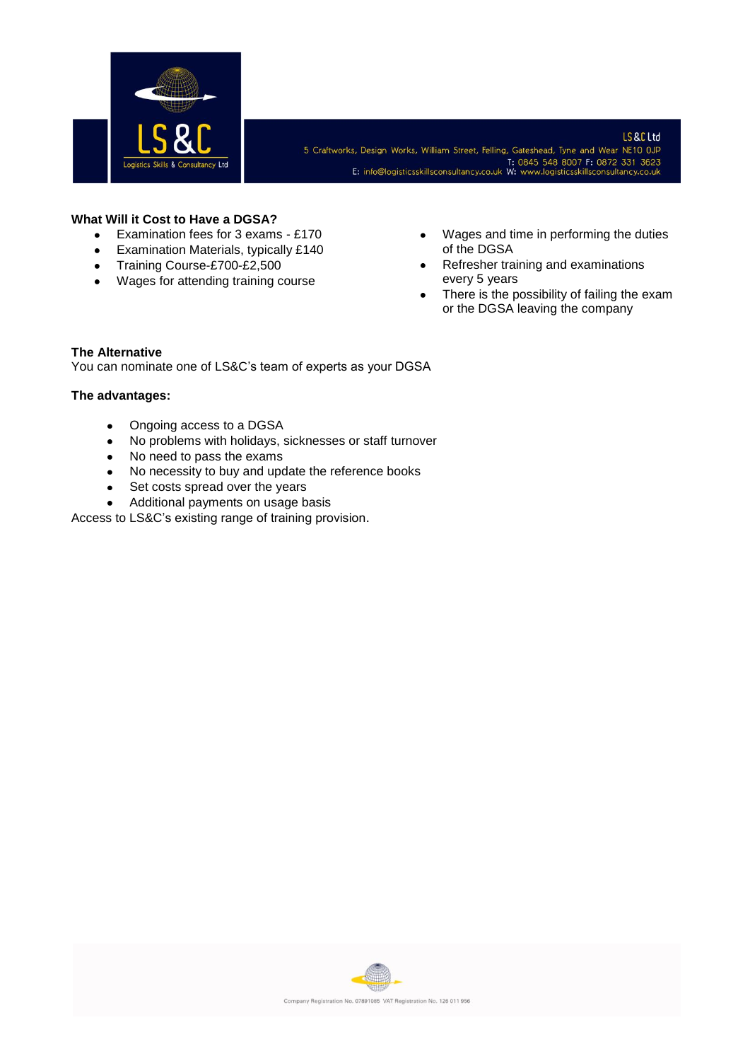**What Will it Cost to Have a DGSA?**

- Examination fees for 3 exams - £170
- Examination Materials, typically £140
- Training Course-£700-£2,500
- Wages for attending training course
- Wages and time in performing the duties of the DGSA
- Refresher training and examinations every 5 years
- There is the possibility of failing the exam or the DGSA leaving the company

**The Alternative**

You can nominate one of LS&C's team of experts as your DGSA

**The advantages:**

- Ongoing access to a DGSA
- No problems with holidays, sicknesses or staff turnover
- No need to pass the exams
- No necessity to buy and update the reference books
- Set costs spread over the years
- Additional payments on usage basis

Access to LS&C's existing range of training provision.